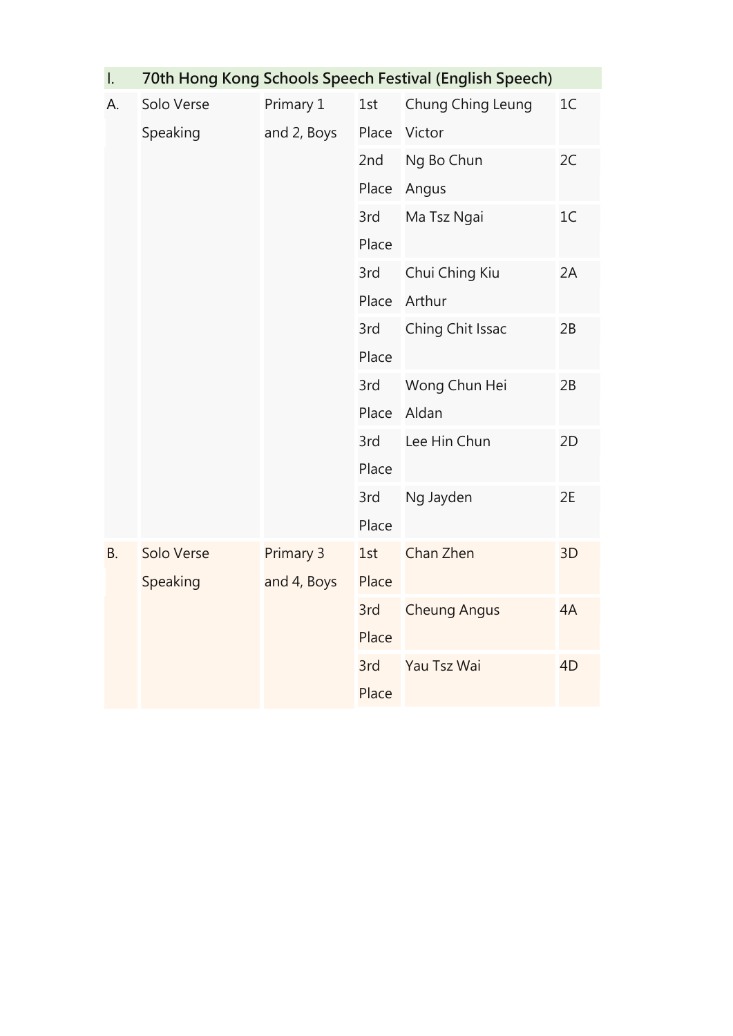| I. | 70th Hong Kong Schools Speech Festival (English Speech) | | | | |
|---|---|---|---|---|---|
| A. | Solo Verse Speaking | Primary 1 and 2, Boys | 1st Place | Chung Ching Leung Victor | 1C |
| | | | 2nd Place | Ng Bo Chun Angus | 2C |
| | | | 3rd Place | Ma Tsz Ngai | 1C |
| | | | 3rd Place | Chui Ching Kiu Arthur | 2A |
| | | | 3rd Place | Ching Chit Issac | 2B |
| | | | 3rd Place | Wong Chun Hei Aldan | 2B |
| | | | 3rd Place | Lee Hin Chun | 2D |
| | | | 3rd Place | Ng Jayden | 2E |
| B. | Solo Verse Speaking | Primary 3 and 4, Boys | 1st Place | Chan Zhen | 3D |
| | | | 3rd Place | Cheung Angus | 4A |
| | | | 3rd Place | Yau Tsz Wai | 4D |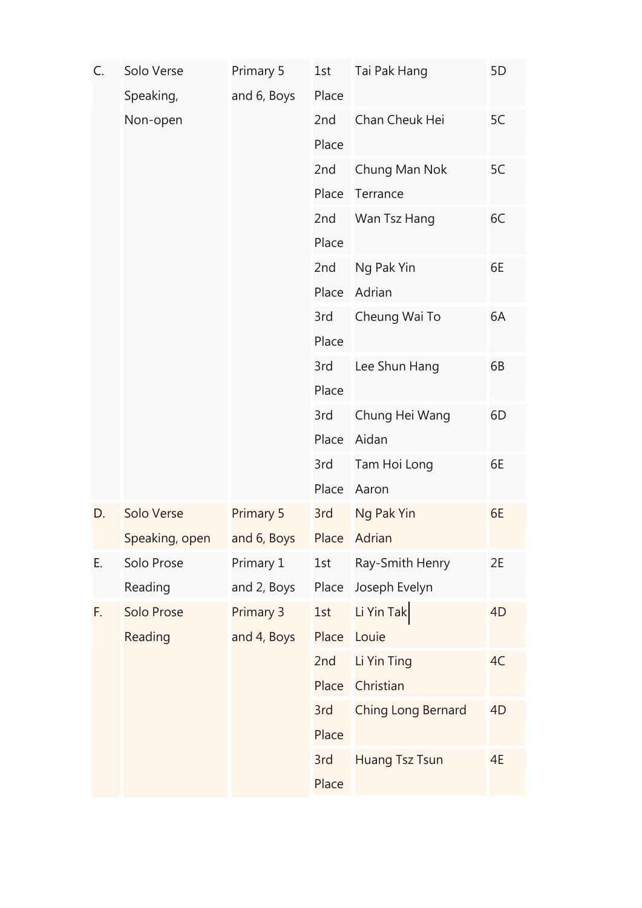| | | | | | |
|---|---|---|---|---|---|
| C. | Solo Verse Speaking, Non-open | Primary 5 and 6, Boys | 1st Place | Tai Pak Hang | 5D |
| | | | 2nd Place | Chan Cheuk Hei | 5C |
| | | | 2nd Place | Chung Man Nok Terrance | 5C |
| | | | 2nd Place | Wan Tsz Hang | 6C |
| | | | 2nd Place | Ng Pak Yin Adrian | 6E |
| | | | 3rd Place | Cheung Wai To | 6A |
| | | | 3rd Place | Lee Shun Hang | 6B |
| | | | 3rd Place | Chung Hei Wang Aidan | 6D |
| | | | 3rd Place | Tam Hoi Long Aaron | 6E |
| D. | Solo Verse Speaking, open | Primary 5 and 6, Boys | 3rd Place | Ng Pak Yin Adrian | 6E |
| E. | Solo Prose Reading | Primary 1 and 2, Boys | 1st Place | Ray-Smith Henry Joseph Evelyn | 2E |
| F. | Solo Prose Reading | Primary 3 and 4, Boys | 1st Place | Li Yin Tak Louie | 4D |
| | | | 2nd Place | Li Yin Ting Christian | 4C |
| | | | 3rd Place | Ching Long Bernard | 4D |
| | | | 3rd Place | Huang Tsz Tsun | 4E |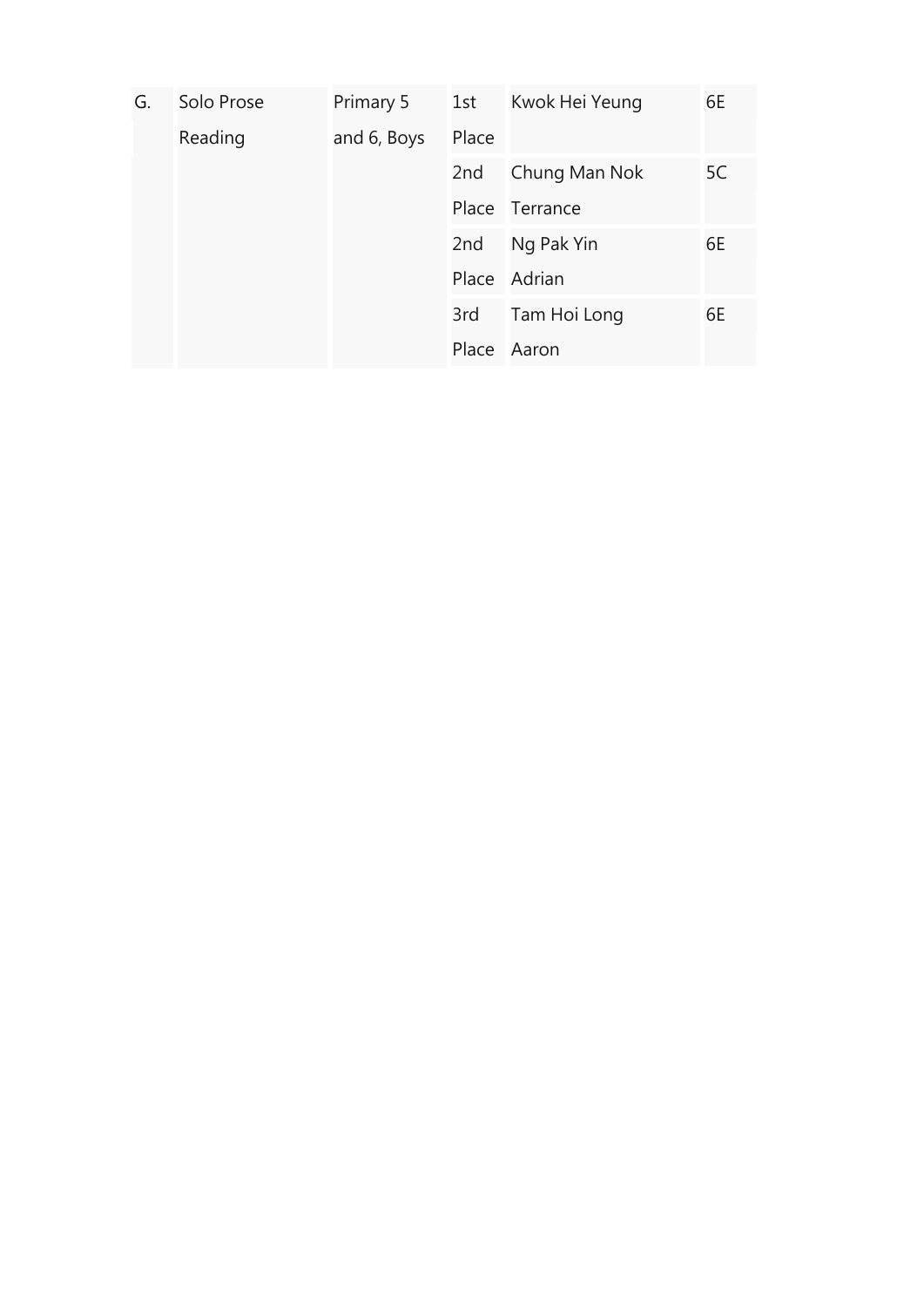| | | | | | |
|---|---|---|---|---|---|
| G. | Solo Prose Reading | Primary 5 and 6, Boys | 1st Place | Kwok Hei Yeung | 6E |
| | | | 2nd Place | Chung Man Nok Terrance | 5C |
| | | | 2nd Place | Ng Pak Yin Adrian | 6E |
| | | | 3rd Place | Tam Hoi Long Aaron | 6E |